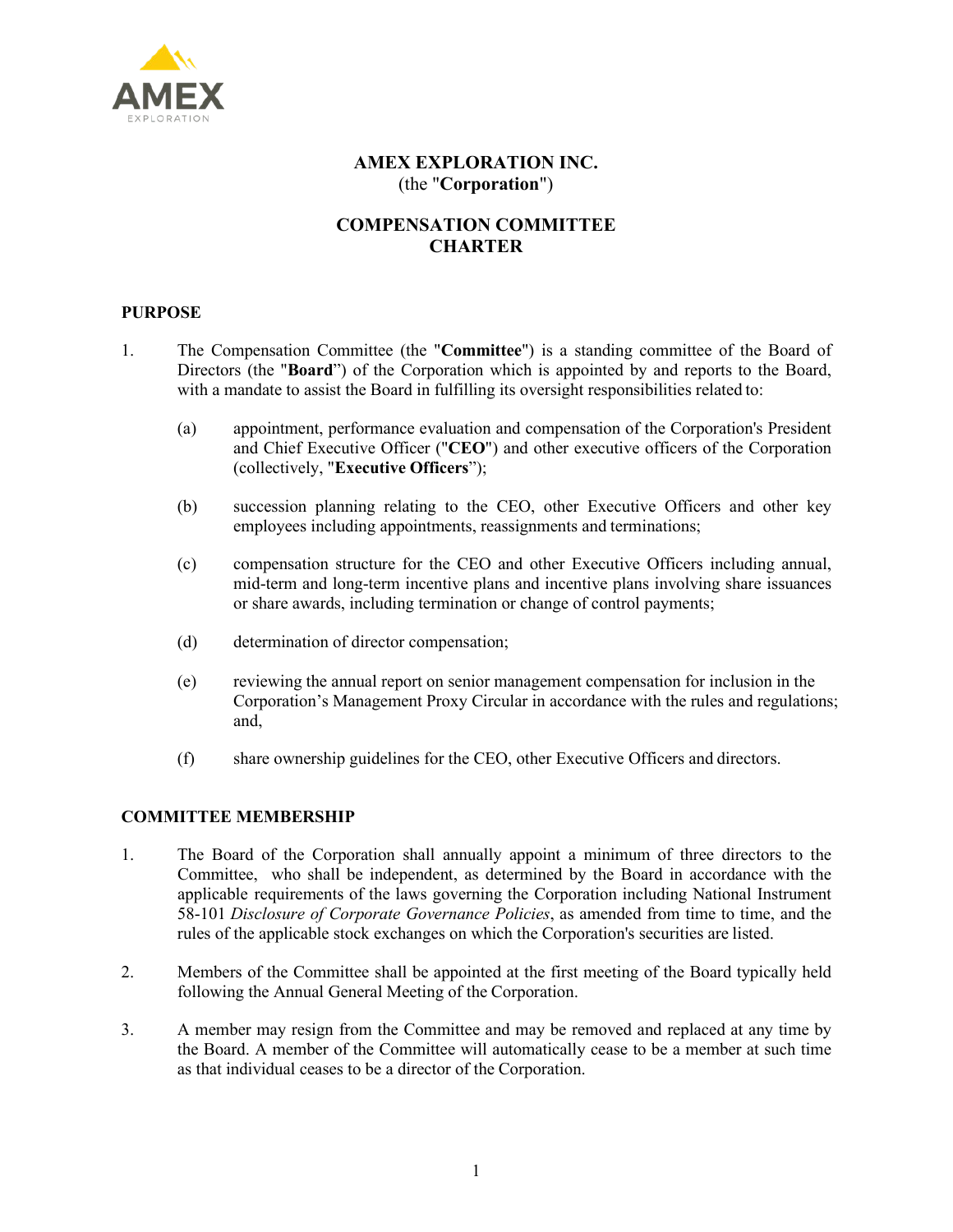# AMEX EXPLORATION INC.

(the "**Corporation**")

## COMPENSATION COMMITTEE CHARTER

### PURPOSE

1. The Compensation Committee (the "**Committee**") is a standing committee of the Board of Directors (the "**Board**") of the Corporation which is appointed by and reports to the Board, with a mandate to assist the Board in fulfilling its oversight responsibilities related to:

   (a) appointment, performance evaluation and compensation of the Corporation's President and Chief Executive Officer ("**CEO**") and other executive officers of the Corporation (collectively, "**Executive Officers**");

   (b) succession planning relating to the CEO, other Executive Officers and other key employees including appointments, reassignments and terminations;

   (c) compensation structure for the CEO and other Executive Officers including annual, mid-term and long-term incentive plans and incentive plans involving share issuances or share awards, including termination or change of control payments;

   (d) determination of director compensation;

   (e) reviewing the annual report on senior management compensation for inclusion in the Corporation's Management Proxy Circular in accordance with the rules and regulations; and,

   (f) share ownership guidelines for the CEO, other Executive Officers and directors.

### COMMITTEE MEMBERSHIP

1. The Board of the Corporation shall annually appoint a minimum of three directors to the Committee, who shall be independent, as determined by the Board in accordance with the applicable requirements of the laws governing the Corporation including National Instrument 58-101 *Disclosure of Corporate Governance Policies*, as amended from time to time, and the rules of the applicable stock exchanges on which the Corporation's securities are listed.

2. Members of the Committee shall be appointed at the first meeting of the Board typically held following the Annual General Meeting of the Corporation.

3. A member may resign from the Committee and may be removed and replaced at any time by the Board. A member of the Committee will automatically cease to be a member at such time as that individual ceases to be a director of the Corporation.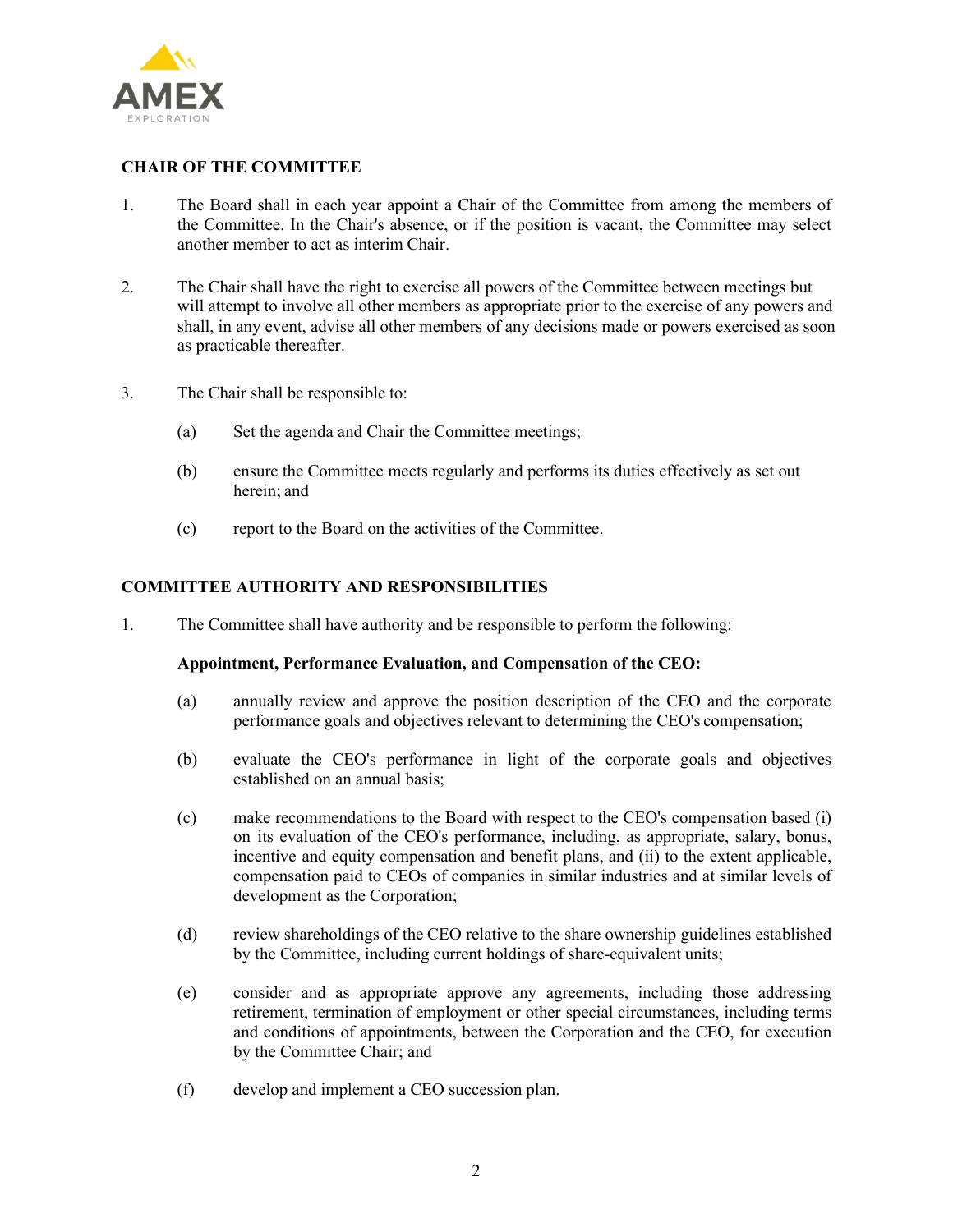## CHAIR OF THE COMMITTEE

1. The Board shall in each year appoint a Chair of the Committee from among the members of the Committee. In the Chair's absence, or if the position is vacant, the Committee may select another member to act as interim Chair.

2. The Chair shall have the right to exercise all powers of the Committee between meetings but will attempt to involve all other members as appropriate prior to the exercise of any powers and shall, in any event, advise all other members of any decisions made or powers exercised as soon as practicable thereafter.

3. The Chair shall be responsible to:

   (a) Set the agenda and Chair the Committee meetings;

   (b) ensure the Committee meets regularly and performs its duties effectively as set out herein; and

   (c) report to the Board on the activities of the Committee.

## COMMITTEE AUTHORITY AND RESPONSIBILITIES

1. The Committee shall have authority and be responsible to perform the following:

   **Appointment, Performance Evaluation, and Compensation of the CEO:**

   (a) annually review and approve the position description of the CEO and the corporate performance goals and objectives relevant to determining the CEO's compensation;

   (b) evaluate the CEO's performance in light of the corporate goals and objectives established on an annual basis;

   (c) make recommendations to the Board with respect to the CEO's compensation based (i) on its evaluation of the CEO's performance, including, as appropriate, salary, bonus, incentive and equity compensation and benefit plans, and (ii) to the extent applicable, compensation paid to CEOs of companies in similar industries and at similar levels of development as the Corporation;

   (d) review shareholdings of the CEO relative to the share ownership guidelines established by the Committee, including current holdings of share-equivalent units;

   (e) consider and as appropriate approve any agreements, including those addressing retirement, termination of employment or other special circumstances, including terms and conditions of appointments, between the Corporation and the CEO, for execution by the Committee Chair; and

   (f) develop and implement a CEO succession plan.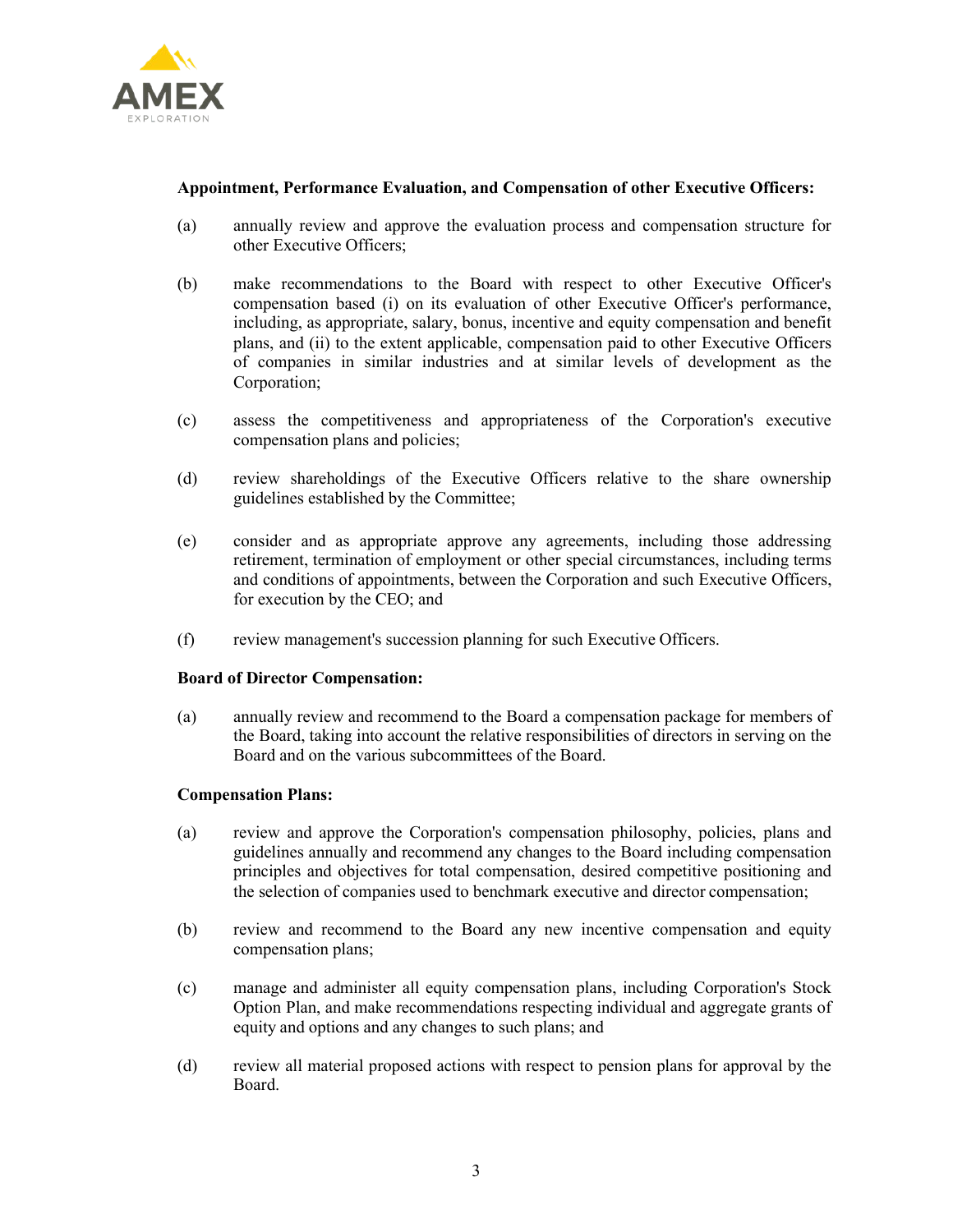**Appointment, Performance Evaluation, and Compensation of other Executive Officers:**

(a) annually review and approve the evaluation process and compensation structure for other Executive Officers;

(b) make recommendations to the Board with respect to other Executive Officer's compensation based (i) on its evaluation of other Executive Officer's performance, including, as appropriate, salary, bonus, incentive and equity compensation and benefit plans, and (ii) to the extent applicable, compensation paid to other Executive Officers of companies in similar industries and at similar levels of development as the Corporation;

(c) assess the competitiveness and appropriateness of the Corporation's executive compensation plans and policies;

(d) review shareholdings of the Executive Officers relative to the share ownership guidelines established by the Committee;

(e) consider and as appropriate approve any agreements, including those addressing retirement, termination of employment or other special circumstances, including terms and conditions of appointments, between the Corporation and such Executive Officers, for execution by the CEO; and

(f) review management's succession planning for such Executive Officers.

**Board of Director Compensation:**

(a) annually review and recommend to the Board a compensation package for members of the Board, taking into account the relative responsibilities of directors in serving on the Board and on the various subcommittees of the Board.

**Compensation Plans:**

(a) review and approve the Corporation's compensation philosophy, policies, plans and guidelines annually and recommend any changes to the Board including compensation principles and objectives for total compensation, desired competitive positioning and the selection of companies used to benchmark executive and director compensation;

(b) review and recommend to the Board any new incentive compensation and equity compensation plans;

(c) manage and administer all equity compensation plans, including Corporation's Stock Option Plan, and make recommendations respecting individual and aggregate grants of equity and options and any changes to such plans; and

(d) review all material proposed actions with respect to pension plans for approval by the Board.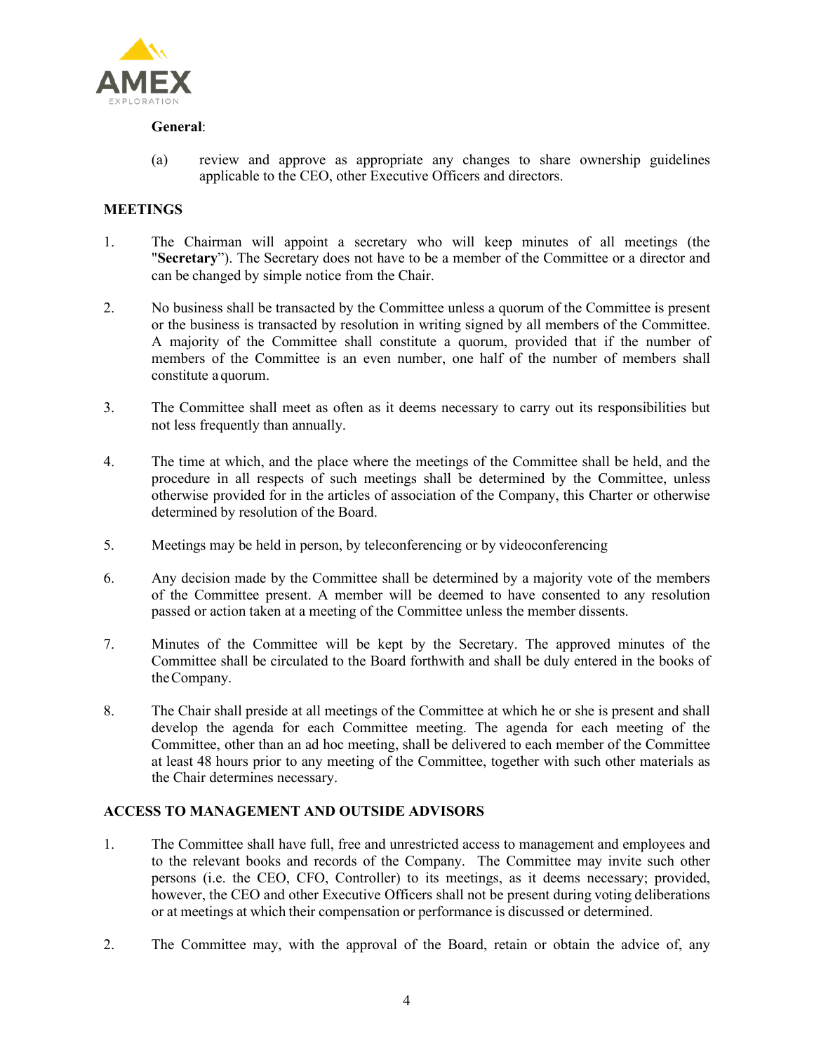**General**:

(a) review and approve as appropriate any changes to share ownership guidelines applicable to the CEO, other Executive Officers and directors.

**MEETINGS**

1. The Chairman will appoint a secretary who will keep minutes of all meetings (the "**Secretary**"). The Secretary does not have to be a member of the Committee or a director and can be changed by simple notice from the Chair.

2. No business shall be transacted by the Committee unless a quorum of the Committee is present or the business is transacted by resolution in writing signed by all members of the Committee. A majority of the Committee shall constitute a quorum, provided that if the number of members of the Committee is an even number, one half of the number of members shall constitute a quorum.

3. The Committee shall meet as often as it deems necessary to carry out its responsibilities but not less frequently than annually.

4. The time at which, and the place where the meetings of the Committee shall be held, and the procedure in all respects of such meetings shall be determined by the Committee, unless otherwise provided for in the articles of association of the Company, this Charter or otherwise determined by resolution of the Board.

5. Meetings may be held in person, by teleconferencing or by videoconferencing

6. Any decision made by the Committee shall be determined by a majority vote of the members of the Committee present. A member will be deemed to have consented to any resolution passed or action taken at a meeting of the Committee unless the member dissents.

7. Minutes of the Committee will be kept by the Secretary. The approved minutes of the Committee shall be circulated to the Board forthwith and shall be duly entered in the books of the Company.

8. The Chair shall preside at all meetings of the Committee at which he or she is present and shall develop the agenda for each Committee meeting. The agenda for each meeting of the Committee, other than an ad hoc meeting, shall be delivered to each member of the Committee at least 48 hours prior to any meeting of the Committee, together with such other materials as the Chair determines necessary.

**ACCESS TO MANAGEMENT AND OUTSIDE ADVISORS**

1. The Committee shall have full, free and unrestricted access to management and employees and to the relevant books and records of the Company. The Committee may invite such other persons (i.e. the CEO, CFO, Controller) to its meetings, as it deems necessary; provided, however, the CEO and other Executive Officers shall not be present during voting deliberations or at meetings at which their compensation or performance is discussed or determined.

2. The Committee may, with the approval of the Board, retain or obtain the advice of, any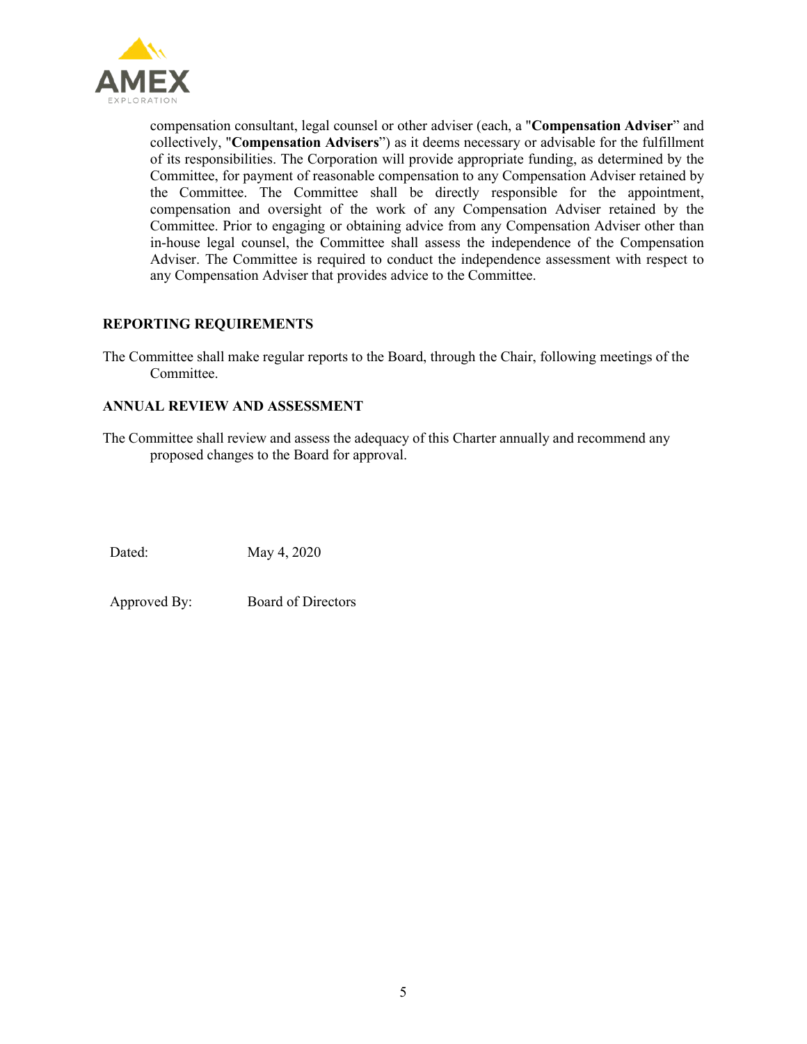compensation consultant, legal counsel or other adviser (each, a "**Compensation Adviser**" and collectively, "**Compensation Advisers**") as it deems necessary or advisable for the fulfillment of its responsibilities. The Corporation will provide appropriate funding, as determined by the Committee, for payment of reasonable compensation to any Compensation Adviser retained by the Committee. The Committee shall be directly responsible for the appointment, compensation and oversight of the work of any Compensation Adviser retained by the Committee. Prior to engaging or obtaining advice from any Compensation Adviser other than in-house legal counsel, the Committee shall assess the independence of the Compensation Adviser. The Committee is required to conduct the independence assessment with respect to any Compensation Adviser that provides advice to the Committee.

## REPORTING REQUIREMENTS

The Committee shall make regular reports to the Board, through the Chair, following meetings of the Committee.

## ANNUAL REVIEW AND ASSESSMENT

The Committee shall review and assess the adequacy of this Charter annually and recommend any proposed changes to the Board for approval.

Dated: May 4, 2020

Approved By: Board of Directors